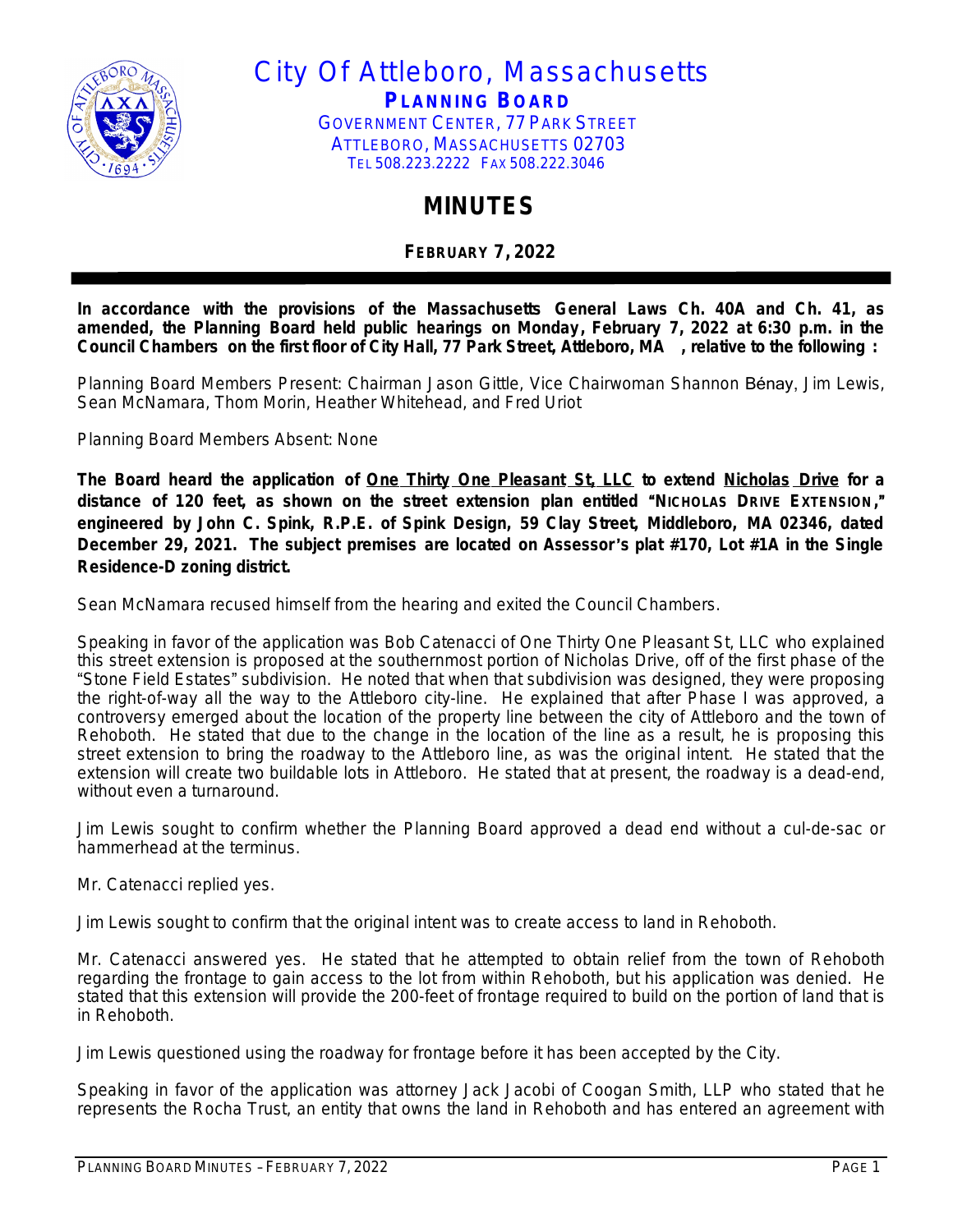# City Of Attleboro, Massachusetts

**PLANNING BOARD**

GOVERNMENT CENTER, 77 PARK STREET
ATTLEBORO, MASSACHUSETTS 02703
TEL 508.223.2222 FAX 508.222.3046

## MINUTES

**FEBRUARY 7, 2022**

**In accordance with the provisions of the Massachusetts General Laws Ch. 40A and Ch. 41, as amended, the Planning Board held public hearings on Monday, February 7, 2022 at 6:30 p.m. in the Council Chambers on the first floor of City Hall, 77 Park Street, Attleboro, MA , relative to the following :**

Planning Board Members Present: Chairman Jason Gittle, Vice Chairwoman Shannon Bénay, Jim Lewis, Sean McNamara, Thom Morin, Heather Whitehead, and Fred Uriot

Planning Board Members Absent: None

**The Board heard the application of One Thirty One Pleasant St, LLC to extend Nicholas Drive for a distance of 120 feet, as shown on the street extension plan entitled "NICHOLAS DRIVE EXTENSION," engineered by John C. Spink, R.P.E. of Spink Design, 59 Clay Street, Middleboro, MA 02346, dated December 29, 2021. The subject premises are located on Assessor's plat #170, Lot #1A in the Single Residence-D zoning district.**

Sean McNamara recused himself from the hearing and exited the Council Chambers.

Speaking in favor of the application was Bob Catenacci of One Thirty One Pleasant St, LLC who explained this street extension is proposed at the southernmost portion of Nicholas Drive, off of the first phase of the "Stone Field Estates" subdivision. He noted that when that subdivision was designed, they were proposing the right-of-way all the way to the Attleboro city-line. He explained that after Phase I was approved, a controversy emerged about the location of the property line between the city of Attleboro and the town of Rehoboth. He stated that due to the change in the location of the line as a result, he is proposing this street extension to bring the roadway to the Attleboro line, as was the original intent. He stated that the extension will create two buildable lots in Attleboro. He stated that at present, the roadway is a dead-end, without even a turnaround.

Jim Lewis sought to confirm whether the Planning Board approved a dead end without a cul-de-sac or hammerhead at the terminus.

Mr. Catenacci replied yes.

Jim Lewis sought to confirm that the original intent was to create access to land in Rehoboth.

Mr. Catenacci answered yes. He stated that he attempted to obtain relief from the town of Rehoboth regarding the frontage to gain access to the lot from within Rehoboth, but his application was denied. He stated that this extension will provide the 200-feet of frontage required to build on the portion of land that is in Rehoboth.

Jim Lewis questioned using the roadway for frontage before it has been accepted by the City.

Speaking in favor of the application was attorney Jack Jacobi of Coogan Smith, LLP who stated that he represents the Rocha Trust, an entity that owns the land in Rehoboth and has entered an agreement with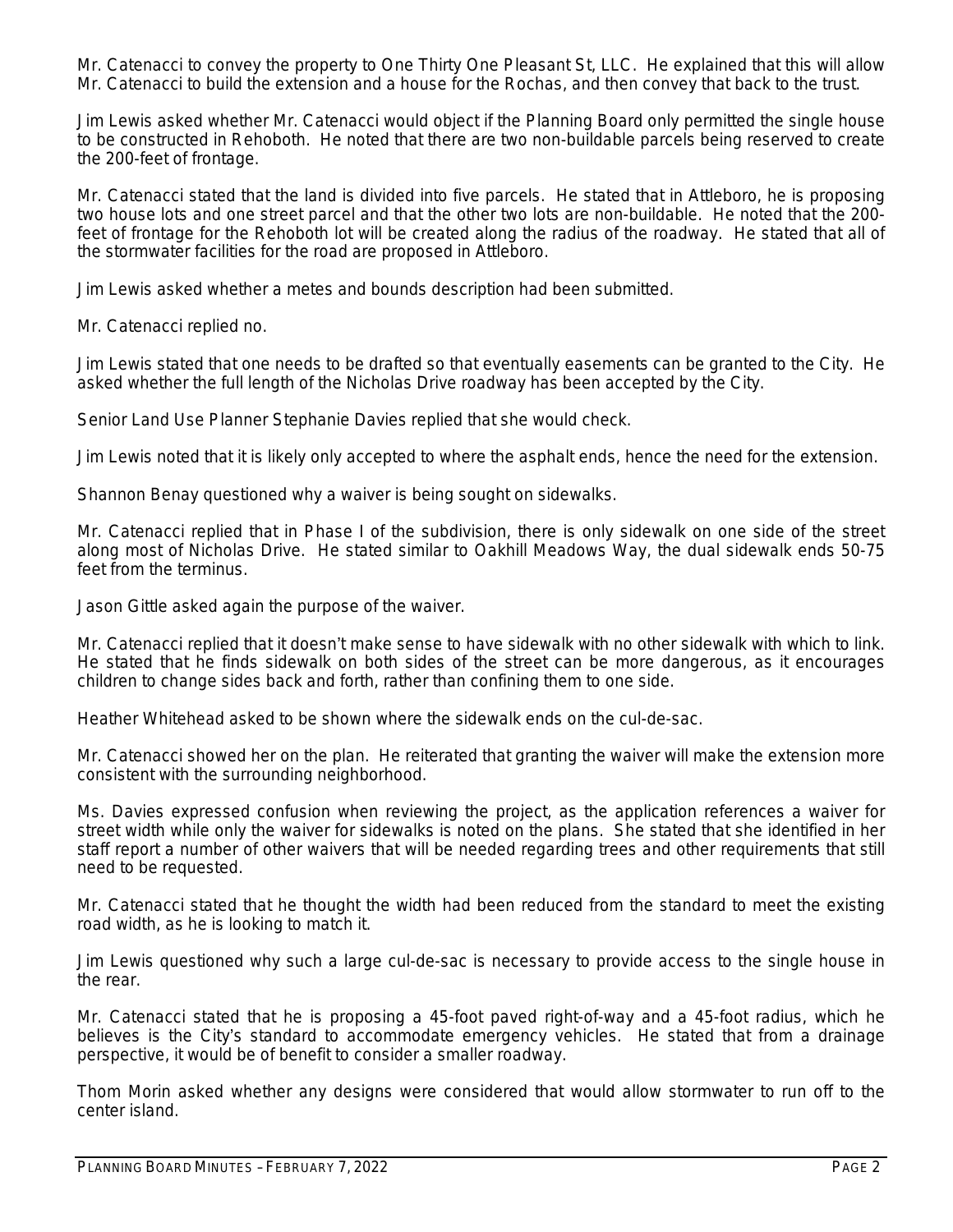Mr. Catenacci to convey the property to One Thirty One Pleasant St, LLC. He explained that this will allow Mr. Catenacci to build the extension and a house for the Rochas, and then convey that back to the trust.

Jim Lewis asked whether Mr. Catenacci would object if the Planning Board only permitted the single house to be constructed in Rehoboth. He noted that there are two non-buildable parcels being reserved to create the 200-feet of frontage.

Mr. Catenacci stated that the land is divided into five parcels. He stated that in Attleboro, he is proposing two house lots and one street parcel and that the other two lots are non-buildable. He noted that the 200-feet of frontage for the Rehoboth lot will be created along the radius of the roadway. He stated that all of the stormwater facilities for the road are proposed in Attleboro.

Jim Lewis asked whether a metes and bounds description had been submitted.

Mr. Catenacci replied no.

Jim Lewis stated that one needs to be drafted so that eventually easements can be granted to the City. He asked whether the full length of the Nicholas Drive roadway has been accepted by the City.

Senior Land Use Planner Stephanie Davies replied that she would check.

Jim Lewis noted that it is likely only accepted to where the asphalt ends, hence the need for the extension.

Shannon Benay questioned why a waiver is being sought on sidewalks.

Mr. Catenacci replied that in Phase I of the subdivision, there is only sidewalk on one side of the street along most of Nicholas Drive. He stated similar to Oakhill Meadows Way, the dual sidewalk ends 50-75 feet from the terminus.

Jason Gittle asked again the purpose of the waiver.

Mr. Catenacci replied that it doesn't make sense to have sidewalk with no other sidewalk with which to link. He stated that he finds sidewalk on both sides of the street can be more dangerous, as it encourages children to change sides back and forth, rather than confining them to one side.

Heather Whitehead asked to be shown where the sidewalk ends on the cul-de-sac.

Mr. Catenacci showed her on the plan. He reiterated that granting the waiver will make the extension more consistent with the surrounding neighborhood.

Ms. Davies expressed confusion when reviewing the project, as the application references a waiver for street width while only the waiver for sidewalks is noted on the plans. She stated that she identified in her staff report a number of other waivers that will be needed regarding trees and other requirements that still need to be requested.

Mr. Catenacci stated that he thought the width had been reduced from the standard to meet the existing road width, as he is looking to match it.

Jim Lewis questioned why such a large cul-de-sac is necessary to provide access to the single house in the rear.

Mr. Catenacci stated that he is proposing a 45-foot paved right-of-way and a 45-foot radius, which he believes is the City's standard to accommodate emergency vehicles. He stated that from a drainage perspective, it would be of benefit to consider a smaller roadway.

Thom Morin asked whether any designs were considered that would allow stormwater to run off to the center island.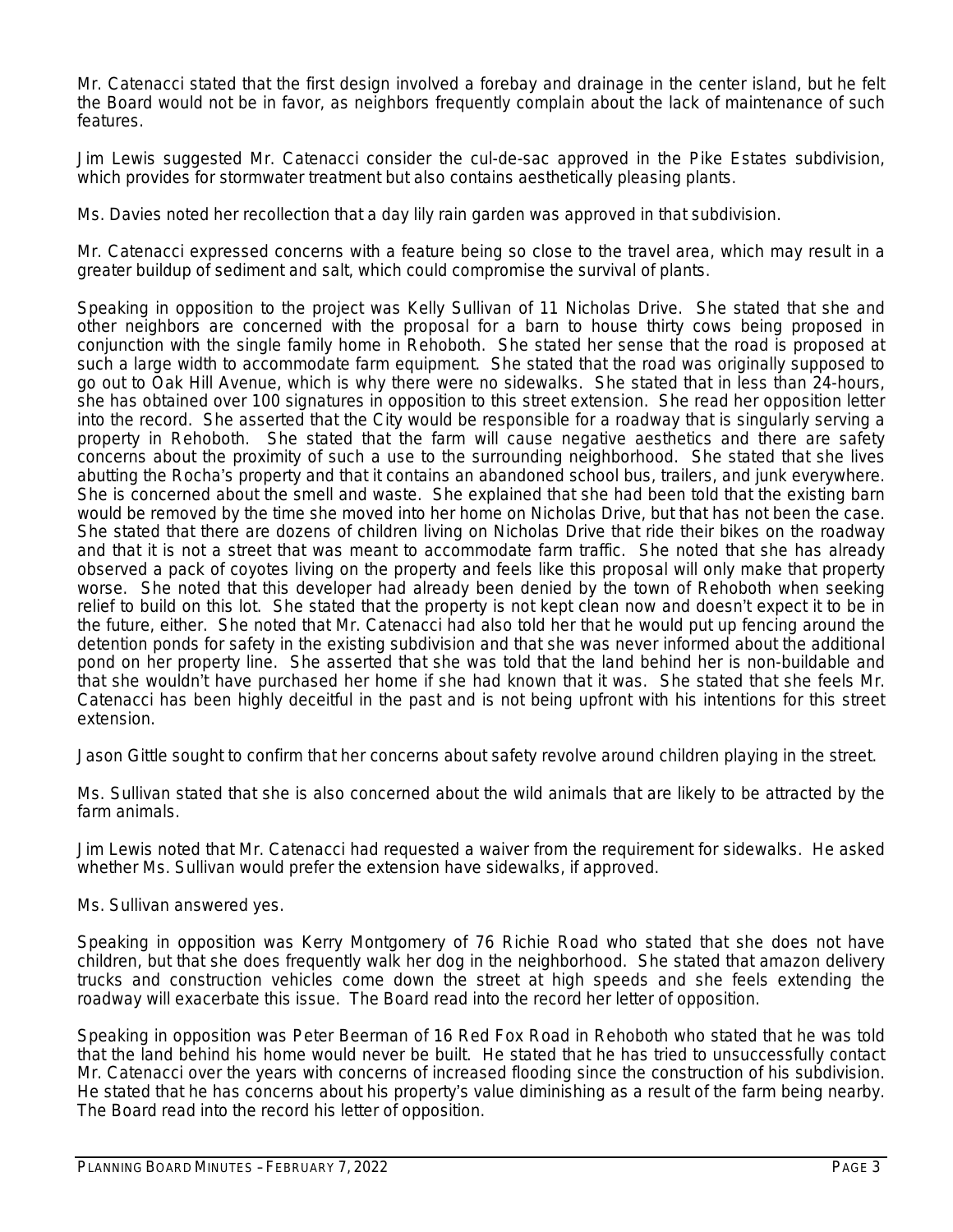Mr. Catenacci stated that the first design involved a forebay and drainage in the center island, but he felt the Board would not be in favor, as neighbors frequently complain about the lack of maintenance of such features.

Jim Lewis suggested Mr. Catenacci consider the cul-de-sac approved in the Pike Estates subdivision, which provides for stormwater treatment but also contains aesthetically pleasing plants.

Ms. Davies noted her recollection that a day lily rain garden was approved in that subdivision.

Mr. Catenacci expressed concerns with a feature being so close to the travel area, which may result in a greater buildup of sediment and salt, which could compromise the survival of plants.

Speaking in opposition to the project was Kelly Sullivan of 11 Nicholas Drive. She stated that she and other neighbors are concerned with the proposal for a barn to house thirty cows being proposed in conjunction with the single family home in Rehoboth. She stated her sense that the road is proposed at such a large width to accommodate farm equipment. She stated that the road was originally supposed to go out to Oak Hill Avenue, which is why there were no sidewalks. She stated that in less than 24-hours, she has obtained over 100 signatures in opposition to this street extension. She read her opposition letter into the record. She asserted that the City would be responsible for a roadway that is singularly serving a property in Rehoboth. She stated that the farm will cause negative aesthetics and there are safety concerns about the proximity of such a use to the surrounding neighborhood. She stated that she lives abutting the Rocha's property and that it contains an abandoned school bus, trailers, and junk everywhere. She is concerned about the smell and waste. She explained that she had been told that the existing barn would be removed by the time she moved into her home on Nicholas Drive, but that has not been the case. She stated that there are dozens of children living on Nicholas Drive that ride their bikes on the roadway and that it is not a street that was meant to accommodate farm traffic. She noted that she has already observed a pack of coyotes living on the property and feels like this proposal will only make that property worse. She noted that this developer had already been denied by the town of Rehoboth when seeking relief to build on this lot. She stated that the property is not kept clean now and doesn't expect it to be in the future, either. She noted that Mr. Catenacci had also told her that he would put up fencing around the detention ponds for safety in the existing subdivision and that she was never informed about the additional pond on her property line. She asserted that she was told that the land behind her is non-buildable and that she wouldn't have purchased her home if she had known that it was. She stated that she feels Mr. Catenacci has been highly deceitful in the past and is not being upfront with his intentions for this street extension.

Jason Gittle sought to confirm that her concerns about safety revolve around children playing in the street.

Ms. Sullivan stated that she is also concerned about the wild animals that are likely to be attracted by the farm animals.

Jim Lewis noted that Mr. Catenacci had requested a waiver from the requirement for sidewalks. He asked whether Ms. Sullivan would prefer the extension have sidewalks, if approved.

Ms. Sullivan answered yes.

Speaking in opposition was Kerry Montgomery of 76 Richie Road who stated that she does not have children, but that she does frequently walk her dog in the neighborhood. She stated that amazon delivery trucks and construction vehicles come down the street at high speeds and she feels extending the roadway will exacerbate this issue. The Board read into the record her letter of opposition.

Speaking in opposition was Peter Beerman of 16 Red Fox Road in Rehoboth who stated that he was told that the land behind his home would never be built. He stated that he has tried to unsuccessfully contact Mr. Catenacci over the years with concerns of increased flooding since the construction of his subdivision. He stated that he has concerns about his property's value diminishing as a result of the farm being nearby. The Board read into the record his letter of opposition.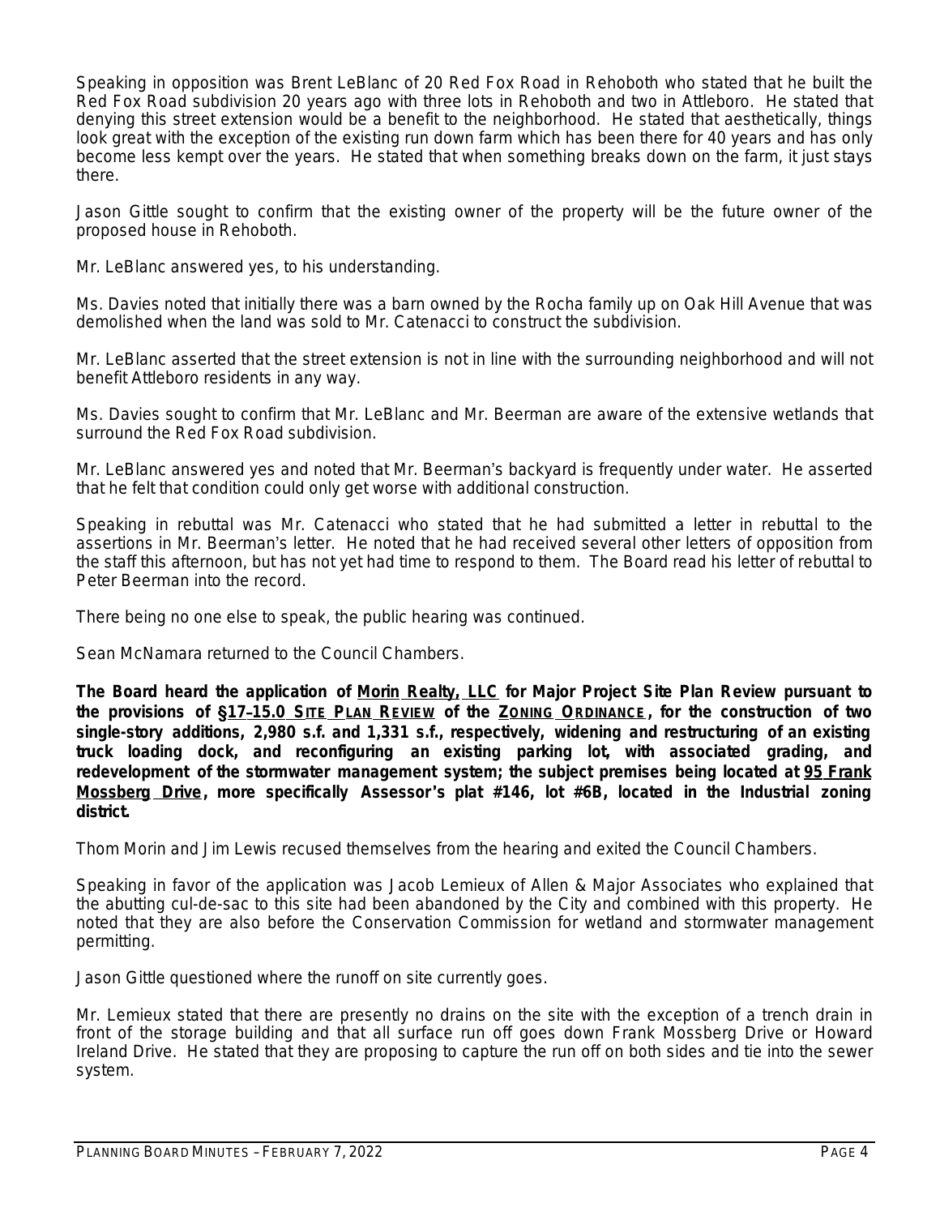Speaking in opposition was Brent LeBlanc of 20 Red Fox Road in Rehoboth who stated that he built the Red Fox Road subdivision 20 years ago with three lots in Rehoboth and two in Attleboro. He stated that denying this street extension would be a benefit to the neighborhood. He stated that aesthetically, things look great with the exception of the existing run down farm which has been there for 40 years and has only become less kempt over the years. He stated that when something breaks down on the farm, it just stays there.

Jason Gittle sought to confirm that the existing owner of the property will be the future owner of the proposed house in Rehoboth.

Mr. LeBlanc answered yes, to his understanding.

Ms. Davies noted that initially there was a barn owned by the Rocha family up on Oak Hill Avenue that was demolished when the land was sold to Mr. Catenacci to construct the subdivision.

Mr. LeBlanc asserted that the street extension is not in line with the surrounding neighborhood and will not benefit Attleboro residents in any way.

Ms. Davies sought to confirm that Mr. LeBlanc and Mr. Beerman are aware of the extensive wetlands that surround the Red Fox Road subdivision.

Mr. LeBlanc answered yes and noted that Mr. Beerman's backyard is frequently under water. He asserted that he felt that condition could only get worse with additional construction.

Speaking in rebuttal was Mr. Catenacci who stated that he had submitted a letter in rebuttal to the assertions in Mr. Beerman's letter. He noted that he had received several other letters of opposition from the staff this afternoon, but has not yet had time to respond to them. The Board read his letter of rebuttal to Peter Beerman into the record.

There being no one else to speak, the public hearing was continued.

Sean McNamara returned to the Council Chambers.

**The Board heard the application of <u>Morin Realty, LLC</u> for Major Project Site Plan Review pursuant to the provisions of <u>§17-15.0 SITE PLAN REVIEW</u> of the <u>ZONING ORDINANCE</u>, for the construction of two single-story additions, 2,980 s.f. and 1,331 s.f., respectively, widening and restructuring of an existing truck loading dock, and reconfiguring an existing parking lot, with associated grading, and redevelopment of the stormwater management system; the subject premises being located at <u>95 Frank Mossberg Drive</u>, more specifically Assessor's plat #146, lot #6B, located in the Industrial zoning district.**

Thom Morin and Jim Lewis recused themselves from the hearing and exited the Council Chambers.

Speaking in favor of the application was Jacob Lemieux of Allen & Major Associates who explained that the abutting cul-de-sac to this site had been abandoned by the City and combined with this property. He noted that they are also before the Conservation Commission for wetland and stormwater management permitting.

Jason Gittle questioned where the runoff on site currently goes.

Mr. Lemieux stated that there are presently no drains on the site with the exception of a trench drain in front of the storage building and that all surface run off goes down Frank Mossberg Drive or Howard Ireland Drive. He stated that they are proposing to capture the run off on both sides and tie into the sewer system.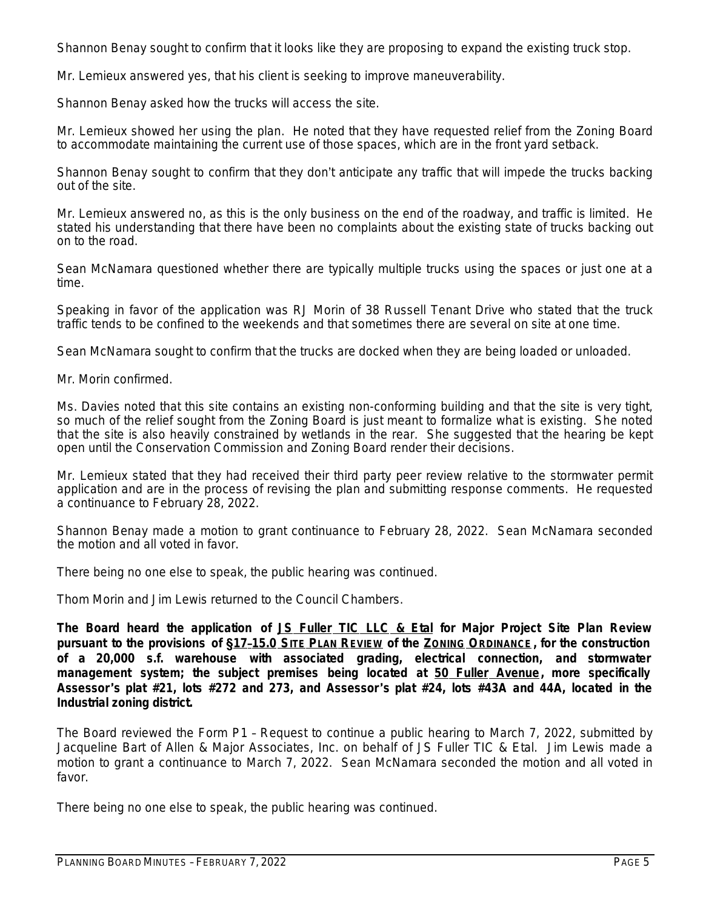Shannon Benay sought to confirm that it looks like they are proposing to expand the existing truck stop.

Mr. Lemieux answered yes, that his client is seeking to improve maneuverability.

Shannon Benay asked how the trucks will access the site.

Mr. Lemieux showed her using the plan. He noted that they have requested relief from the Zoning Board to accommodate maintaining the current use of those spaces, which are in the front yard setback.

Shannon Benay sought to confirm that they don't anticipate any traffic that will impede the trucks backing out of the site.

Mr. Lemieux answered no, as this is the only business on the end of the roadway, and traffic is limited. He stated his understanding that there have been no complaints about the existing state of trucks backing out on to the road.

Sean McNamara questioned whether there are typically multiple trucks using the spaces or just one at a time.

Speaking in favor of the application was RJ Morin of 38 Russell Tenant Drive who stated that the truck traffic tends to be confined to the weekends and that sometimes there are several on site at one time.

Sean McNamara sought to confirm that the trucks are docked when they are being loaded or unloaded.

Mr. Morin confirmed.

Ms. Davies noted that this site contains an existing non-conforming building and that the site is very tight, so much of the relief sought from the Zoning Board is just meant to formalize what is existing. She noted that the site is also heavily constrained by wetlands in the rear. She suggested that the hearing be kept open until the Conservation Commission and Zoning Board render their decisions.

Mr. Lemieux stated that they had received their third party peer review relative to the stormwater permit application and are in the process of revising the plan and submitting response comments. He requested a continuance to February 28, 2022.

Shannon Benay made a motion to grant continuance to February 28, 2022. Sean McNamara seconded the motion and all voted in favor.

There being no one else to speak, the public hearing was continued.

Thom Morin and Jim Lewis returned to the Council Chambers.

**The Board heard the application of JS Fuller TIC LLC & Etal for Major Project Site Plan Review pursuant to the provisions of §17-15.0 SITE PLAN REVIEW of the ZONING ORDINANCE, for the construction of a 20,000 s.f. warehouse with associated grading, electrical connection, and stormwater management system; the subject premises being located at 50 Fuller Avenue, more specifically Assessor's plat #21, lots #272 and 273, and Assessor's plat #24, lots #43A and 44A, located in the Industrial zoning district.**

The Board reviewed the Form P1 – Request to continue a public hearing to March 7, 2022, submitted by Jacqueline Bart of Allen & Major Associates, Inc. on behalf of JS Fuller TIC & Etal. Jim Lewis made a motion to grant a continuance to March 7, 2022. Sean McNamara seconded the motion and all voted in favor.

There being no one else to speak, the public hearing was continued.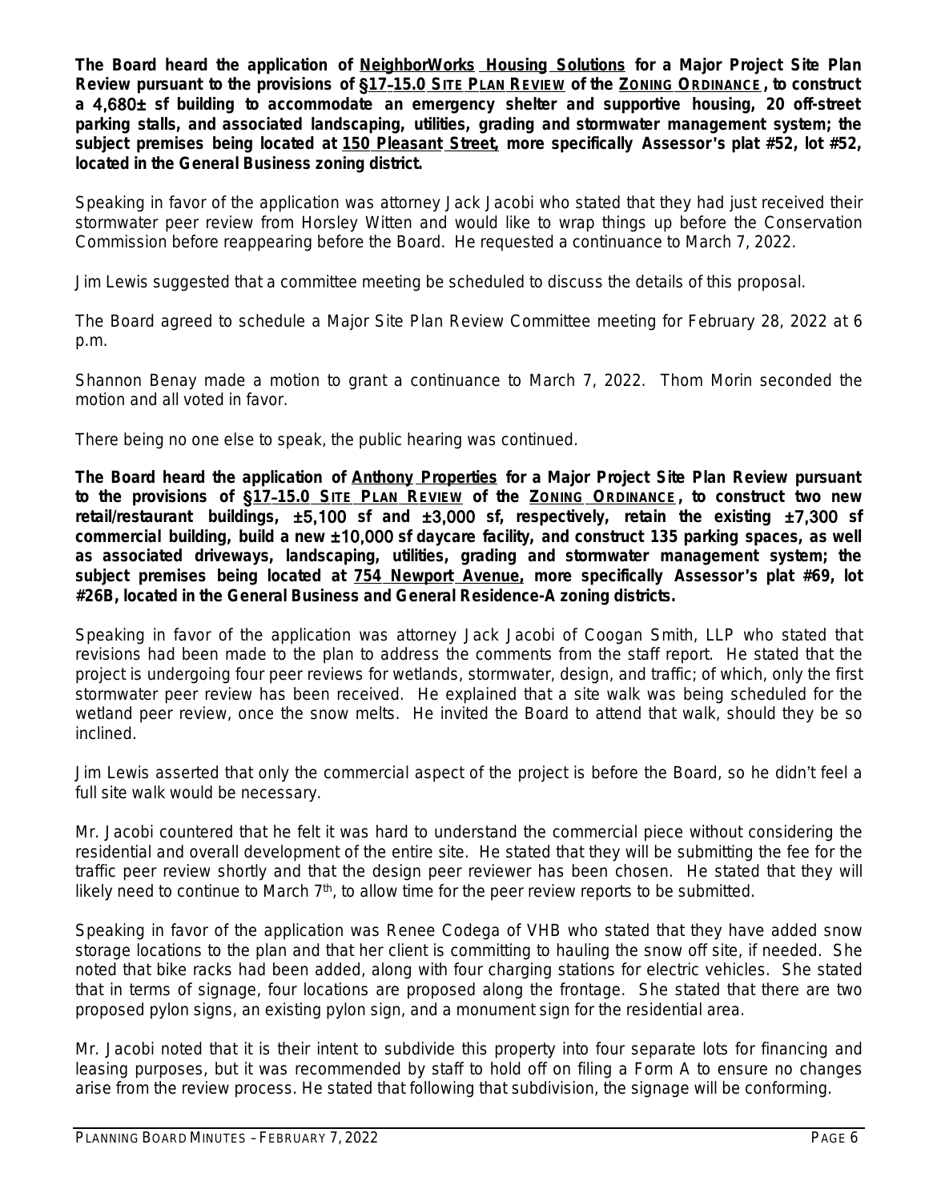**The Board heard the application of NeighborWorks Housing Solutions for a Major Project Site Plan Review pursuant to the provisions of §17-15.0 SITE PLAN REVIEW of the ZONING ORDINANCE, to construct a 4,680± sf building to accommodate an emergency shelter and supportive housing, 20 off-street parking stalls, and associated landscaping, utilities, grading and stormwater management system; the subject premises being located at 150 Pleasant Street, more specifically Assessor's plat #52, lot #52, located in the General Business zoning district.**

Speaking in favor of the application was attorney Jack Jacobi who stated that they had just received their stormwater peer review from Horsley Witten and would like to wrap things up before the Conservation Commission before reappearing before the Board. He requested a continuance to March 7, 2022.

Jim Lewis suggested that a committee meeting be scheduled to discuss the details of this proposal.

The Board agreed to schedule a Major Site Plan Review Committee meeting for February 28, 2022 at 6 p.m.

Shannon Benay made a motion to grant a continuance to March 7, 2022. Thom Morin seconded the motion and all voted in favor.

There being no one else to speak, the public hearing was continued.

**The Board heard the application of Anthony Properties for a Major Project Site Plan Review pursuant to the provisions of §17-15.0 SITE PLAN REVIEW of the ZONING ORDINANCE, to construct two new retail/restaurant buildings, ±5,100 sf and ±3,000 sf, respectively, retain the existing ±7,300 sf commercial building, build a new ±10,000 sf daycare facility, and construct 135 parking spaces, as well as associated driveways, landscaping, utilities, grading and stormwater management system; the subject premises being located at 754 Newport Avenue, more specifically Assessor's plat #69, lot #26B, located in the General Business and General Residence-A zoning districts.**

Speaking in favor of the application was attorney Jack Jacobi of Coogan Smith, LLP who stated that revisions had been made to the plan to address the comments from the staff report. He stated that the project is undergoing four peer reviews for wetlands, stormwater, design, and traffic; of which, only the first stormwater peer review has been received. He explained that a site walk was being scheduled for the wetland peer review, once the snow melts. He invited the Board to attend that walk, should they be so inclined.

Jim Lewis asserted that only the commercial aspect of the project is before the Board, so he didn't feel a full site walk would be necessary.

Mr. Jacobi countered that he felt it was hard to understand the commercial piece without considering the residential and overall development of the entire site. He stated that they will be submitting the fee for the traffic peer review shortly and that the design peer reviewer has been chosen. He stated that they will likely need to continue to March 7th, to allow time for the peer review reports to be submitted.

Speaking in favor of the application was Renee Codega of VHB who stated that they have added snow storage locations to the plan and that her client is committing to hauling the snow off site, if needed. She noted that bike racks had been added, along with four charging stations for electric vehicles. She stated that in terms of signage, four locations are proposed along the frontage. She stated that there are two proposed pylon signs, an existing pylon sign, and a monument sign for the residential area.

Mr. Jacobi noted that it is their intent to subdivide this property into four separate lots for financing and leasing purposes, but it was recommended by staff to hold off on filing a Form A to ensure no changes arise from the review process. He stated that following that subdivision, the signage will be conforming.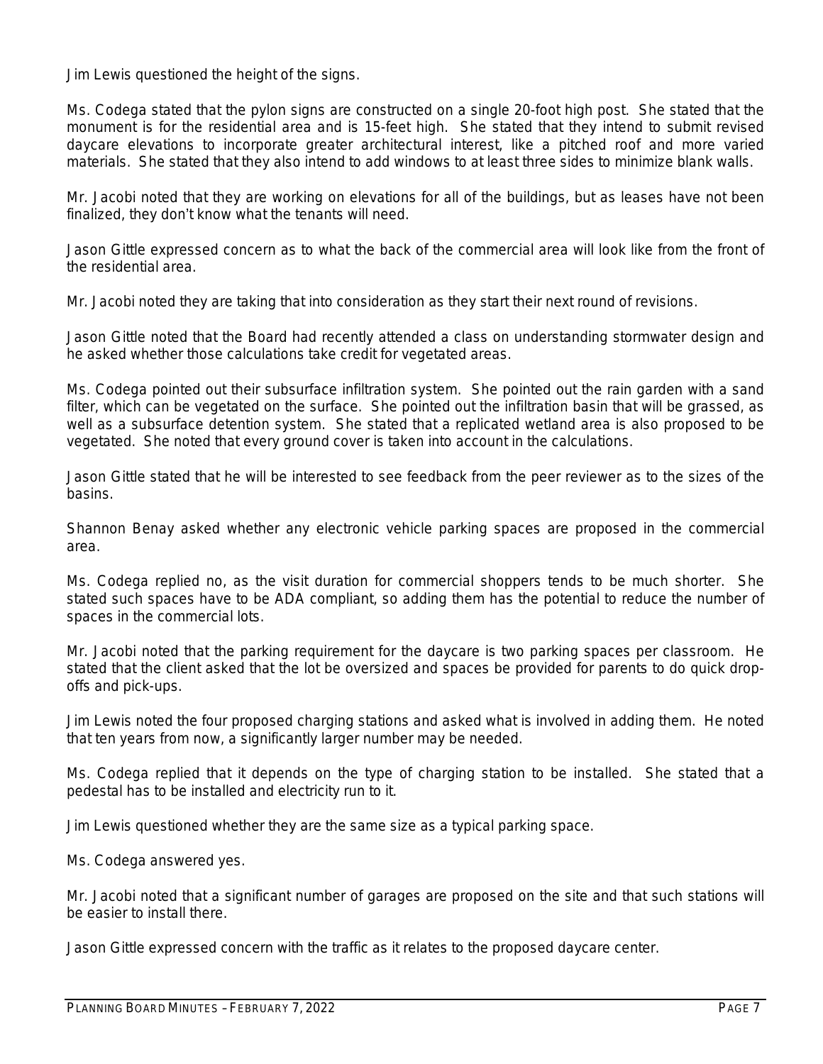Jim Lewis questioned the height of the signs.

Ms. Codega stated that the pylon signs are constructed on a single 20-foot high post. She stated that the monument is for the residential area and is 15-feet high. She stated that they intend to submit revised daycare elevations to incorporate greater architectural interest, like a pitched roof and more varied materials. She stated that they also intend to add windows to at least three sides to minimize blank walls.

Mr. Jacobi noted that they are working on elevations for all of the buildings, but as leases have not been finalized, they don't know what the tenants will need.

Jason Gittle expressed concern as to what the back of the commercial area will look like from the front of the residential area.

Mr. Jacobi noted they are taking that into consideration as they start their next round of revisions.

Jason Gittle noted that the Board had recently attended a class on understanding stormwater design and he asked whether those calculations take credit for vegetated areas.

Ms. Codega pointed out their subsurface infiltration system. She pointed out the rain garden with a sand filter, which can be vegetated on the surface. She pointed out the infiltration basin that will be grassed, as well as a subsurface detention system. She stated that a replicated wetland area is also proposed to be vegetated. She noted that every ground cover is taken into account in the calculations.

Jason Gittle stated that he will be interested to see feedback from the peer reviewer as to the sizes of the basins.

Shannon Benay asked whether any electronic vehicle parking spaces are proposed in the commercial area.

Ms. Codega replied no, as the visit duration for commercial shoppers tends to be much shorter. She stated such spaces have to be ADA compliant, so adding them has the potential to reduce the number of spaces in the commercial lots.

Mr. Jacobi noted that the parking requirement for the daycare is two parking spaces per classroom. He stated that the client asked that the lot be oversized and spaces be provided for parents to do quick drop-offs and pick-ups.

Jim Lewis noted the four proposed charging stations and asked what is involved in adding them. He noted that ten years from now, a significantly larger number may be needed.

Ms. Codega replied that it depends on the type of charging station to be installed. She stated that a pedestal has to be installed and electricity run to it.

Jim Lewis questioned whether they are the same size as a typical parking space.

Ms. Codega answered yes.

Mr. Jacobi noted that a significant number of garages are proposed on the site and that such stations will be easier to install there.

Jason Gittle expressed concern with the traffic as it relates to the proposed daycare center.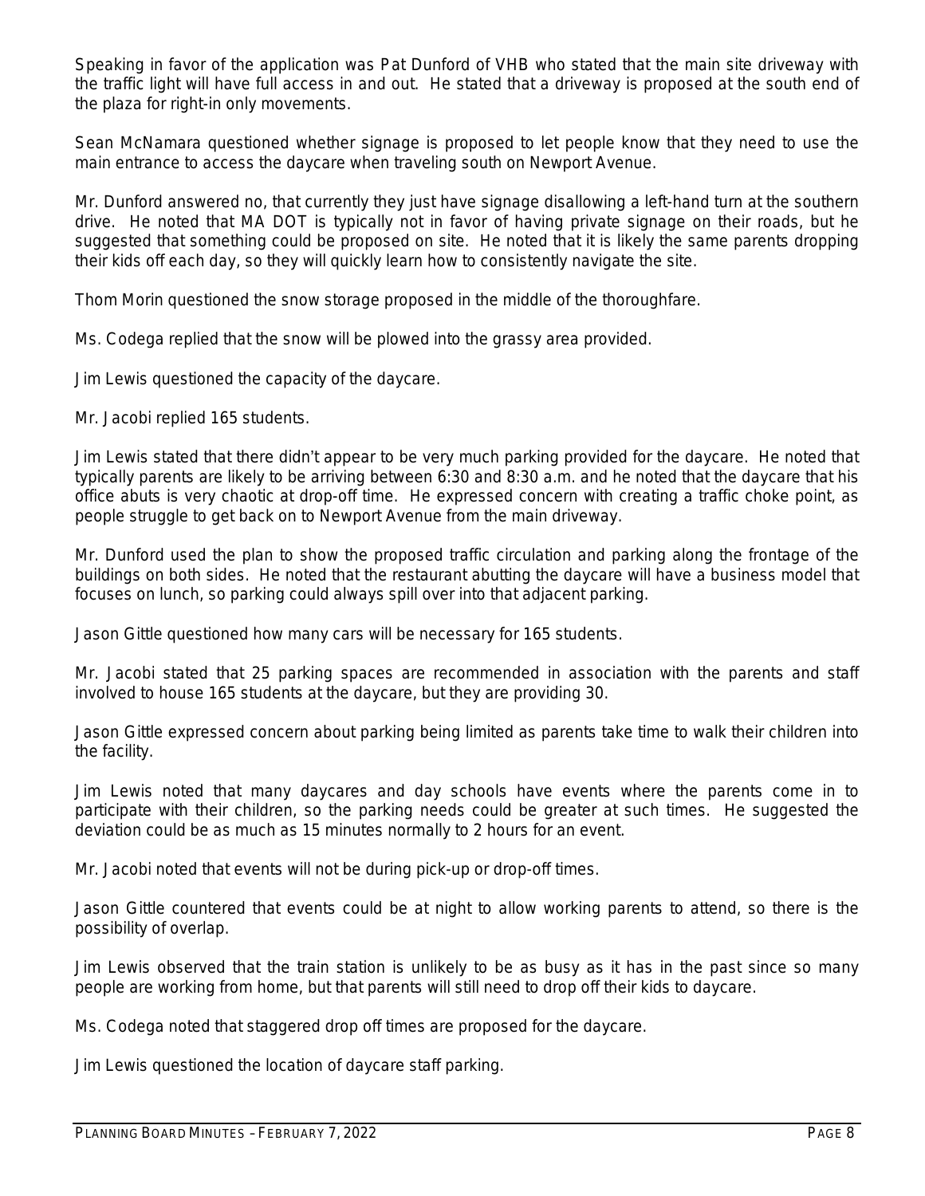Speaking in favor of the application was Pat Dunford of VHB who stated that the main site driveway with the traffic light will have full access in and out. He stated that a driveway is proposed at the south end of the plaza for right-in only movements.

Sean McNamara questioned whether signage is proposed to let people know that they need to use the main entrance to access the daycare when traveling south on Newport Avenue.

Mr. Dunford answered no, that currently they just have signage disallowing a left-hand turn at the southern drive. He noted that MA DOT is typically not in favor of having private signage on their roads, but he suggested that something could be proposed on site. He noted that it is likely the same parents dropping their kids off each day, so they will quickly learn how to consistently navigate the site.

Thom Morin questioned the snow storage proposed in the middle of the thoroughfare.

Ms. Codega replied that the snow will be plowed into the grassy area provided.

Jim Lewis questioned the capacity of the daycare.

Mr. Jacobi replied 165 students.

Jim Lewis stated that there didn't appear to be very much parking provided for the daycare. He noted that typically parents are likely to be arriving between 6:30 and 8:30 a.m. and he noted that the daycare that his office abuts is very chaotic at drop-off time. He expressed concern with creating a traffic choke point, as people struggle to get back on to Newport Avenue from the main driveway.

Mr. Dunford used the plan to show the proposed traffic circulation and parking along the frontage of the buildings on both sides. He noted that the restaurant abutting the daycare will have a business model that focuses on lunch, so parking could always spill over into that adjacent parking.

Jason Gittle questioned how many cars will be necessary for 165 students.

Mr. Jacobi stated that 25 parking spaces are recommended in association with the parents and staff involved to house 165 students at the daycare, but they are providing 30.

Jason Gittle expressed concern about parking being limited as parents take time to walk their children into the facility.

Jim Lewis noted that many daycares and day schools have events where the parents come in to participate with their children, so the parking needs could be greater at such times. He suggested the deviation could be as much as 15 minutes normally to 2 hours for an event.

Mr. Jacobi noted that events will not be during pick-up or drop-off times.

Jason Gittle countered that events could be at night to allow working parents to attend, so there is the possibility of overlap.

Jim Lewis observed that the train station is unlikely to be as busy as it has in the past since so many people are working from home, but that parents will still need to drop off their kids to daycare.

Ms. Codega noted that staggered drop off times are proposed for the daycare.

Jim Lewis questioned the location of daycare staff parking.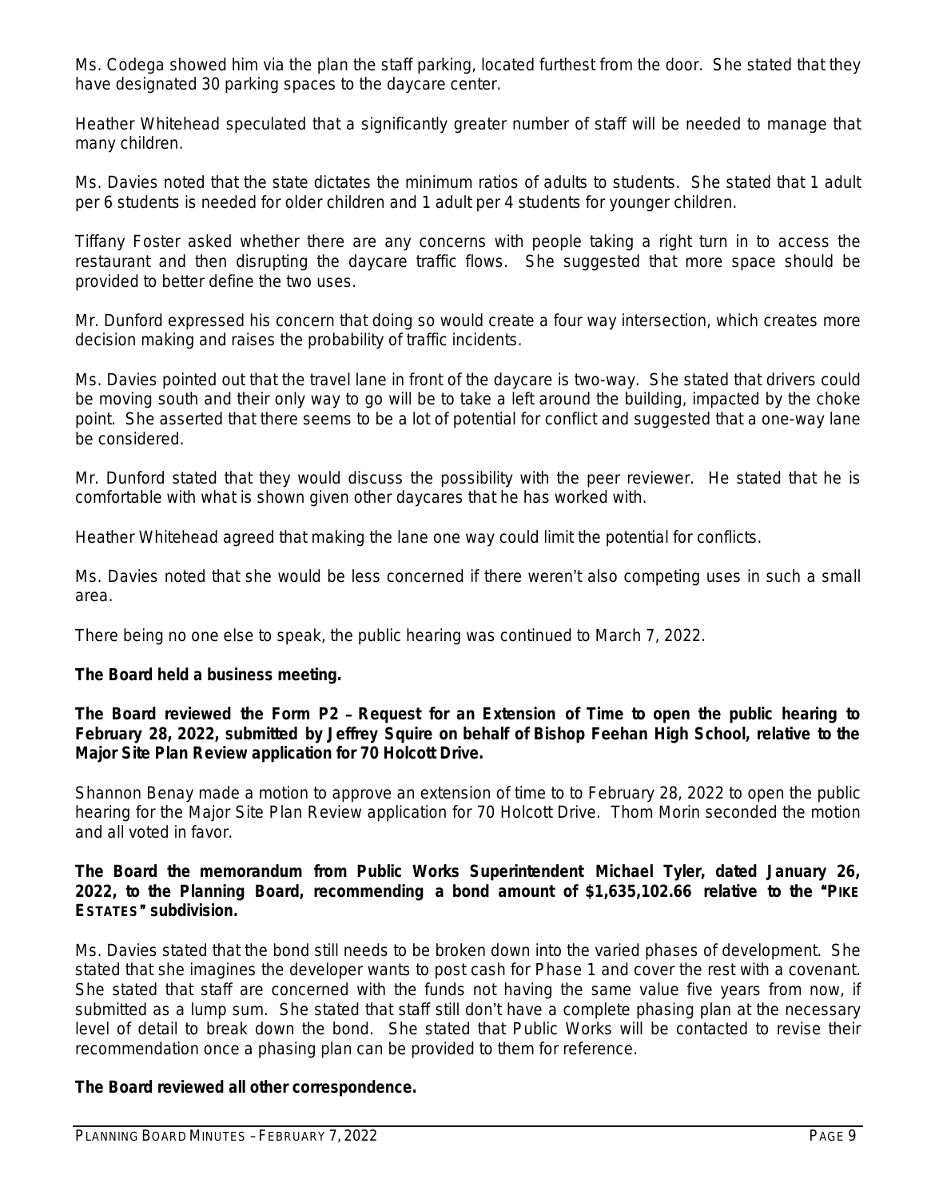Ms. Codega showed him via the plan the staff parking, located furthest from the door. She stated that they have designated 30 parking spaces to the daycare center.

Heather Whitehead speculated that a significantly greater number of staff will be needed to manage that many children.

Ms. Davies noted that the state dictates the minimum ratios of adults to students. She stated that 1 adult per 6 students is needed for older children and 1 adult per 4 students for younger children.

Tiffany Foster asked whether there are any concerns with people taking a right turn in to access the restaurant and then disrupting the daycare traffic flows. She suggested that more space should be provided to better define the two uses.

Mr. Dunford expressed his concern that doing so would create a four way intersection, which creates more decision making and raises the probability of traffic incidents.

Ms. Davies pointed out that the travel lane in front of the daycare is two-way. She stated that drivers could be moving south and their only way to go will be to take a left around the building, impacted by the choke point. She asserted that there seems to be a lot of potential for conflict and suggested that a one-way lane be considered.

Mr. Dunford stated that they would discuss the possibility with the peer reviewer. He stated that he is comfortable with what is shown given other daycares that he has worked with.

Heather Whitehead agreed that making the lane one way could limit the potential for conflicts.

Ms. Davies noted that she would be less concerned if there weren't also competing uses in such a small area.

There being no one else to speak, the public hearing was continued to March 7, 2022.

**The Board held a business meeting.**

**The Board reviewed the Form P2 – Request for an Extension of Time to open the public hearing to February 28, 2022, submitted by Jeffrey Squire on behalf of Bishop Feehan High School, relative to the Major Site Plan Review application for 70 Holcott Drive.**

Shannon Benay made a motion to approve an extension of time to to February 28, 2022 to open the public hearing for the Major Site Plan Review application for 70 Holcott Drive. Thom Morin seconded the motion and all voted in favor.

**The Board the memorandum from Public Works Superintendent Michael Tyler, dated January 26, 2022, to the Planning Board, recommending a bond amount of $1,635,102.66 relative to the "PIKE ESTATES" subdivision.**

Ms. Davies stated that the bond still needs to be broken down into the varied phases of development. She stated that she imagines the developer wants to post cash for Phase 1 and cover the rest with a covenant. She stated that staff are concerned with the funds not having the same value five years from now, if submitted as a lump sum. She stated that staff still don't have a complete phasing plan at the necessary level of detail to break down the bond. She stated that Public Works will be contacted to revise their recommendation once a phasing plan can be provided to them for reference.

**The Board reviewed all other correspondence.**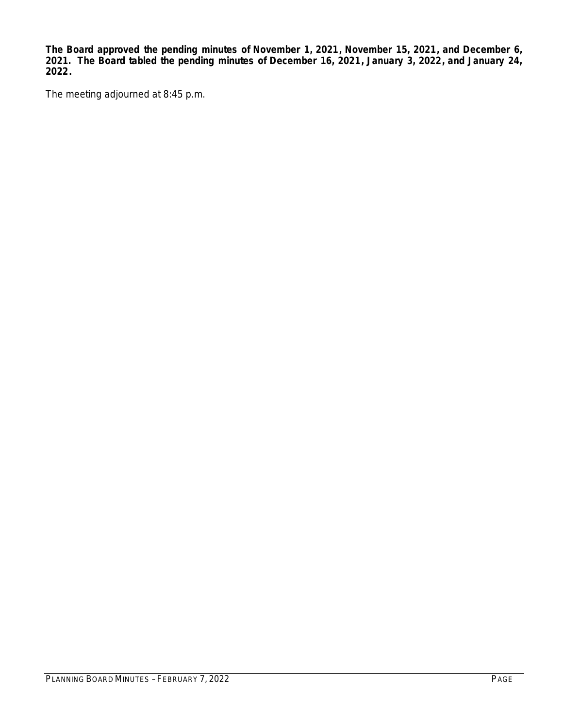**The Board approved the pending minutes of November 1, 2021, November 15, 2021, and December 6, 2021. The Board tabled the pending minutes of December 16, 2021, January 3, 2022, and January 24, 2022.**

The meeting adjourned at 8:45 p.m.